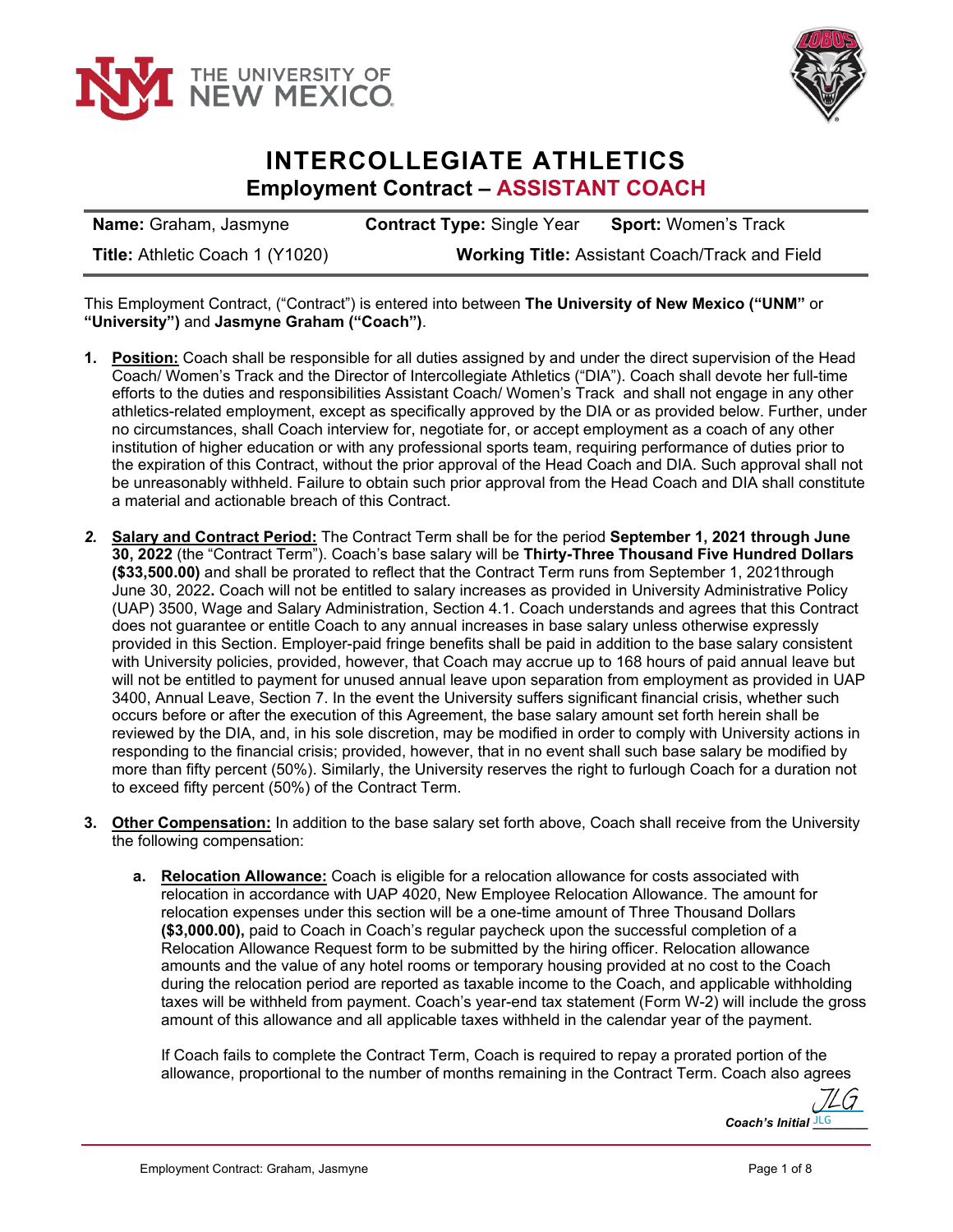# INTERCOLLEGIATE ATHLETICS

## Employment Contract – ASSISTANT COACH

| **Name:** Graham, Jasmyne | **Contract Type:** Single Year | **Sport:** Women's Track |
|---|---|---|
| **Title:** Athletic Coach 1 (Y1020) | **Working Title:** Assistant Coach/Track and Field | |

This Employment Contract, ("Contract") is entered into between **The University of New Mexico ("UNM"** or **"University")** and **Jasmyne Graham ("Coach")**.

1. **Position:** Coach shall be responsible for all duties assigned by and under the direct supervision of the Head Coach/ Women's Track and the Director of Intercollegiate Athletics ("DIA"). Coach shall devote her full-time efforts to the duties and responsibilities Assistant Coach/ Women's Track and shall not engage in any other athletics-related employment, except as specifically approved by the DIA or as provided below. Further, under no circumstances, shall Coach interview for, negotiate for, or accept employment as a coach of any other institution of higher education or with any professional sports team, requiring performance of duties prior to the expiration of this Contract, without the prior approval of the Head Coach and DIA. Such approval shall not be unreasonably withheld. Failure to obtain such prior approval from the Head Coach and DIA shall constitute a material and actionable breach of this Contract.

2. **Salary and Contract Period:** The Contract Term shall be for the period **September 1, 2021 through June 30, 2022** (the "Contract Term"). Coach's base salary will be **Thirty-Three Thousand Five Hundred Dollars ($33,500.00)** and shall be prorated to reflect that the Contract Term runs from September 1, 2021through June 30, 2022**.** Coach will not be entitled to salary increases as provided in University Administrative Policy (UAP) 3500, Wage and Salary Administration, Section 4.1. Coach understands and agrees that this Contract does not guarantee or entitle Coach to any annual increases in base salary unless otherwise expressly provided in this Section. Employer-paid fringe benefits shall be paid in addition to the base salary consistent with University policies, provided, however, that Coach may accrue up to 168 hours of paid annual leave but will not be entitled to payment for unused annual leave upon separation from employment as provided in UAP 3400, Annual Leave, Section 7. In the event the University suffers significant financial crisis, whether such occurs before or after the execution of this Agreement, the base salary amount set forth herein shall be reviewed by the DIA, and, in his sole discretion, may be modified in order to comply with University actions in responding to the financial crisis; provided, however, that in no event shall such base salary be modified by more than fifty percent (50%). Similarly, the University reserves the right to furlough Coach for a duration not to exceed fifty percent (50%) of the Contract Term.

3. **Other Compensation:** In addition to the base salary set forth above, Coach shall receive from the University the following compensation:

   a. **Relocation Allowance:** Coach is eligible for a relocation allowance for costs associated with relocation in accordance with UAP 4020, New Employee Relocation Allowance. The amount for relocation expenses under this section will be a one-time amount of Three Thousand Dollars **($3,000.00),** paid to Coach in Coach's regular paycheck upon the successful completion of a Relocation Allowance Request form to be submitted by the hiring officer. Relocation allowance amounts and the value of any hotel rooms or temporary housing provided at no cost to the Coach during the relocation period are reported as taxable income to the Coach, and applicable withholding taxes will be withheld from payment. Coach's year-end tax statement (Form W-2) will include the gross amount of this allowance and all applicable taxes withheld in the calendar year of the payment.

   If Coach fails to complete the Contract Term, Coach is required to repay a prorated portion of the allowance, proportional to the number of months remaining in the Contract Term. Coach also agrees

*Coach's Initial* JLG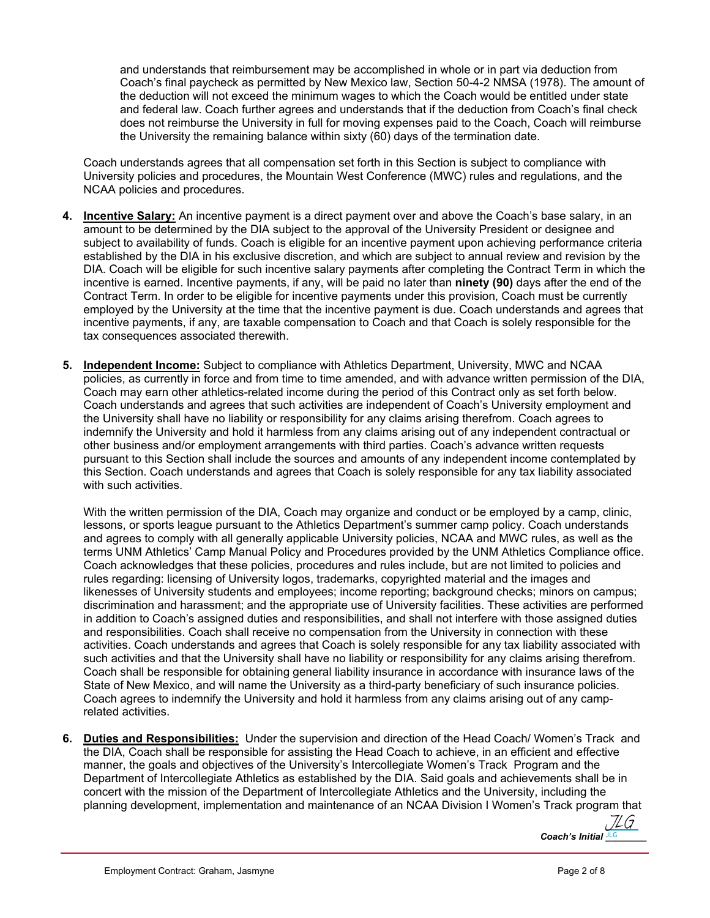and understands that reimbursement may be accomplished in whole or in part via deduction from Coach's final paycheck as permitted by New Mexico law, Section 50-4-2 NMSA (1978). The amount of the deduction will not exceed the minimum wages to which the Coach would be entitled under state and federal law. Coach further agrees and understands that if the deduction from Coach's final check does not reimburse the University in full for moving expenses paid to the Coach, Coach will reimburse the University the remaining balance within sixty (60) days of the termination date.

Coach understands agrees that all compensation set forth in this Section is subject to compliance with University policies and procedures, the Mountain West Conference (MWC) rules and regulations, and the NCAA policies and procedures.

4. **Incentive Salary:** An incentive payment is a direct payment over and above the Coach's base salary, in an amount to be determined by the DIA subject to the approval of the University President or designee and subject to availability of funds. Coach is eligible for an incentive payment upon achieving performance criteria established by the DIA in his exclusive discretion, and which are subject to annual review and revision by the DIA. Coach will be eligible for such incentive salary payments after completing the Contract Term in which the incentive is earned. Incentive payments, if any, will be paid no later than **ninety (90)** days after the end of the Contract Term. In order to be eligible for incentive payments under this provision, Coach must be currently employed by the University at the time that the incentive payment is due. Coach understands and agrees that incentive payments, if any, are taxable compensation to Coach and that Coach is solely responsible for the tax consequences associated therewith.

5. **Independent Income:** Subject to compliance with Athletics Department, University, MWC and NCAA policies, as currently in force and from time to time amended, and with advance written permission of the DIA, Coach may earn other athletics-related income during the period of this Contract only as set forth below. Coach understands and agrees that such activities are independent of Coach's University employment and the University shall have no liability or responsibility for any claims arising therefrom. Coach agrees to indemnify the University and hold it harmless from any claims arising out of any independent contractual or other business and/or employment arrangements with third parties. Coach's advance written requests pursuant to this Section shall include the sources and amounts of any independent income contemplated by this Section. Coach understands and agrees that Coach is solely responsible for any tax liability associated with such activities.

   With the written permission of the DIA, Coach may organize and conduct or be employed by a camp, clinic, lessons, or sports league pursuant to the Athletics Department's summer camp policy. Coach understands and agrees to comply with all generally applicable University policies, NCAA and MWC rules, as well as the terms UNM Athletics' Camp Manual Policy and Procedures provided by the UNM Athletics Compliance office. Coach acknowledges that these policies, procedures and rules include, but are not limited to policies and rules regarding: licensing of University logos, trademarks, copyrighted material and the images and likenesses of University students and employees; income reporting; background checks; minors on campus; discrimination and harassment; and the appropriate use of University facilities. These activities are performed in addition to Coach's assigned duties and responsibilities, and shall not interfere with those assigned duties and responsibilities. Coach shall receive no compensation from the University in connection with these activities. Coach understands and agrees that Coach is solely responsible for any tax liability associated with such activities and that the University shall have no liability or responsibility for any claims arising therefrom. Coach shall be responsible for obtaining general liability insurance in accordance with insurance laws of the State of New Mexico, and will name the University as a third-party beneficiary of such insurance policies. Coach agrees to indemnify the University and hold it harmless from any claims arising out of any camp-related activities.

6. **Duties and Responsibilities:** Under the supervision and direction of the Head Coach/ Women's Track and the DIA, Coach shall be responsible for assisting the Head Coach to achieve, in an efficient and effective manner, the goals and objectives of the University's Intercollegiate Women's Track Program and the Department of Intercollegiate Athletics as established by the DIA. Said goals and achievements shall be in concert with the mission of the Department of Intercollegiate Athletics and the University, including the planning development, implementation and maintenance of an NCAA Division I Women's Track program that

*Coach's Initial* JLG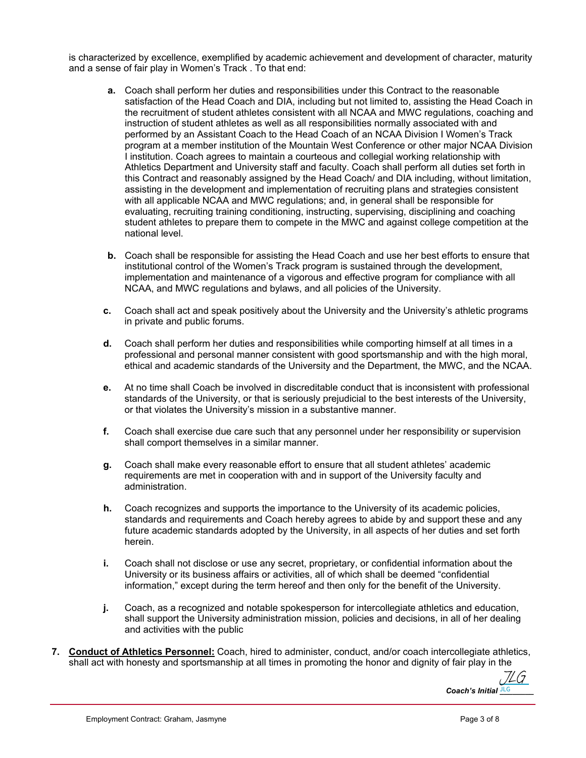is characterized by excellence, exemplified by academic achievement and development of character, maturity and a sense of fair play in Women's Track . To that end:

**a.** Coach shall perform her duties and responsibilities under this Contract to the reasonable satisfaction of the Head Coach and DIA, including but not limited to, assisting the Head Coach in the recruitment of student athletes consistent with all NCAA and MWC regulations, coaching and instruction of student athletes as well as all responsibilities normally associated with and performed by an Assistant Coach to the Head Coach of an NCAA Division I Women's Track program at a member institution of the Mountain West Conference or other major NCAA Division I institution. Coach agrees to maintain a courteous and collegial working relationship with Athletics Department and University staff and faculty. Coach shall perform all duties set forth in this Contract and reasonably assigned by the Head Coach/ and DIA including, without limitation, assisting in the development and implementation of recruiting plans and strategies consistent with all applicable NCAA and MWC regulations; and, in general shall be responsible for evaluating, recruiting training conditioning, instructing, supervising, disciplining and coaching student athletes to prepare them to compete in the MWC and against college competition at the national level.

**b.** Coach shall be responsible for assisting the Head Coach and use her best efforts to ensure that institutional control of the Women's Track program is sustained through the development, implementation and maintenance of a vigorous and effective program for compliance with all NCAA, and MWC regulations and bylaws, and all policies of the University.

**c.** Coach shall act and speak positively about the University and the University's athletic programs in private and public forums.

**d.** Coach shall perform her duties and responsibilities while comporting himself at all times in a professional and personal manner consistent with good sportsmanship and with the high moral, ethical and academic standards of the University and the Department, the MWC, and the NCAA.

**e.** At no time shall Coach be involved in discreditable conduct that is inconsistent with professional standards of the University, or that is seriously prejudicial to the best interests of the University, or that violates the University's mission in a substantive manner.

**f.** Coach shall exercise due care such that any personnel under her responsibility or supervision shall comport themselves in a similar manner.

**g.** Coach shall make every reasonable effort to ensure that all student athletes' academic requirements are met in cooperation with and in support of the University faculty and administration.

**h.** Coach recognizes and supports the importance to the University of its academic policies, standards and requirements and Coach hereby agrees to abide by and support these and any future academic standards adopted by the University, in all aspects of her duties and set forth herein.

**i.** Coach shall not disclose or use any secret, proprietary, or confidential information about the University or its business affairs or activities, all of which shall be deemed "confidential information," except during the term hereof and then only for the benefit of the University.

**j.** Coach, as a recognized and notable spokesperson for intercollegiate athletics and education, shall support the University administration mission, policies and decisions, in all of her dealing and activities with the public

**7. <u>Conduct of Athletics Personnel:</u>** Coach, hired to administer, conduct, and/or coach intercollegiate athletics, shall act with honesty and sportsmanship at all times in promoting the honor and dignity of fair play in the

*Coach's Initial* JLG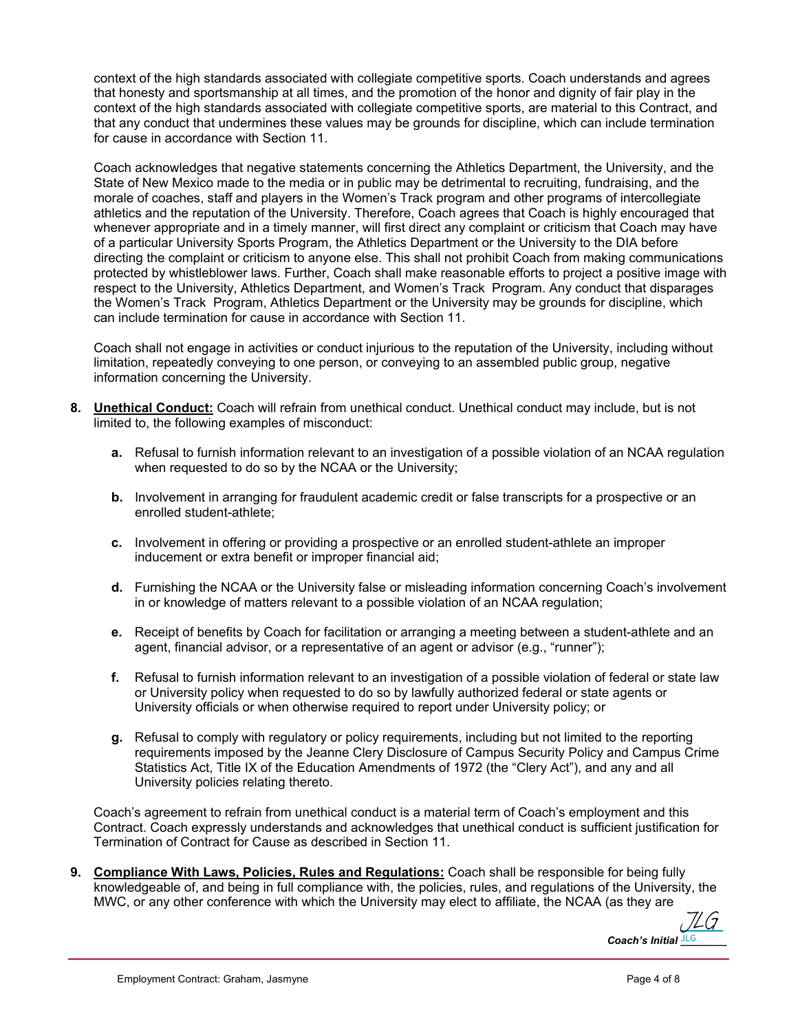context of the high standards associated with collegiate competitive sports. Coach understands and agrees that honesty and sportsmanship at all times, and the promotion of the honor and dignity of fair play in the context of the high standards associated with collegiate competitive sports, are material to this Contract, and that any conduct that undermines these values may be grounds for discipline, which can include termination for cause in accordance with Section 11.

Coach acknowledges that negative statements concerning the Athletics Department, the University, and the State of New Mexico made to the media or in public may be detrimental to recruiting, fundraising, and the morale of coaches, staff and players in the Women's Track program and other programs of intercollegiate athletics and the reputation of the University. Therefore, Coach agrees that Coach is highly encouraged that whenever appropriate and in a timely manner, will first direct any complaint or criticism that Coach may have of a particular University Sports Program, the Athletics Department or the University to the DIA before directing the complaint or criticism to anyone else. This shall not prohibit Coach from making communications protected by whistleblower laws. Further, Coach shall make reasonable efforts to project a positive image with respect to the University, Athletics Department, and Women's Track Program. Any conduct that disparages the Women's Track Program, Athletics Department or the University may be grounds for discipline, which can include termination for cause in accordance with Section 11.

Coach shall not engage in activities or conduct injurious to the reputation of the University, including without limitation, repeatedly conveying to one person, or conveying to an assembled public group, negative information concerning the University.

**8. <u>Unethical Conduct:</u>** Coach will refrain from unethical conduct. Unethical conduct may include, but is not limited to, the following examples of misconduct:

- **a.** Refusal to furnish information relevant to an investigation of a possible violation of an NCAA regulation when requested to do so by the NCAA or the University;
- **b.** Involvement in arranging for fraudulent academic credit or false transcripts for a prospective or an enrolled student-athlete;
- **c.** Involvement in offering or providing a prospective or an enrolled student-athlete an improper inducement or extra benefit or improper financial aid;
- **d.** Furnishing the NCAA or the University false or misleading information concerning Coach's involvement in or knowledge of matters relevant to a possible violation of an NCAA regulation;
- **e.** Receipt of benefits by Coach for facilitation or arranging a meeting between a student-athlete and an agent, financial advisor, or a representative of an agent or advisor (e.g., "runner");
- **f.** Refusal to furnish information relevant to an investigation of a possible violation of federal or state law or University policy when requested to do so by lawfully authorized federal or state agents or University officials or when otherwise required to report under University policy; or
- **g.** Refusal to comply with regulatory or policy requirements, including but not limited to the reporting requirements imposed by the Jeanne Clery Disclosure of Campus Security Policy and Campus Crime Statistics Act, Title IX of the Education Amendments of 1972 (the "Clery Act"), and any and all University policies relating thereto.

Coach's agreement to refrain from unethical conduct is a material term of Coach's employment and this Contract. Coach expressly understands and acknowledges that unethical conduct is sufficient justification for Termination of Contract for Cause as described in Section 11.

**9. <u>Compliance With Laws, Policies, Rules and Regulations:</u>** Coach shall be responsible for being fully knowledgeable of, and being in full compliance with, the policies, rules, and regulations of the University, the MWC, or any other conference with which the University may elect to affiliate, the NCAA (as they are

*Coach's Initial* JLG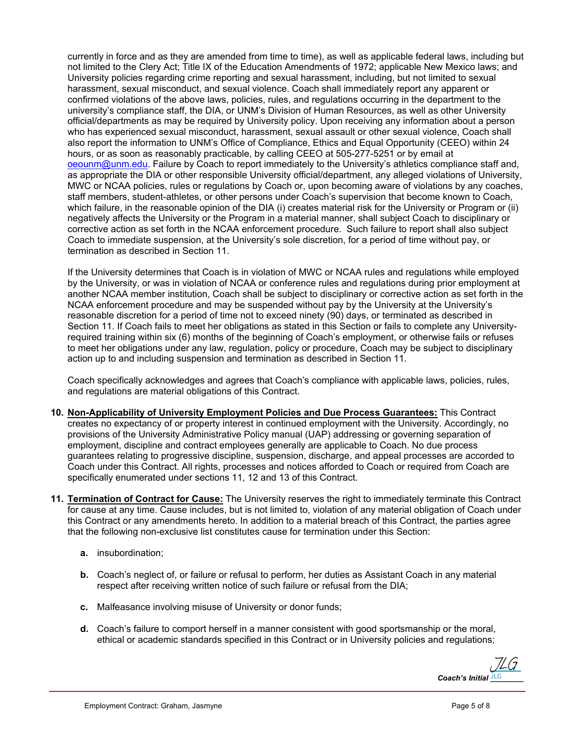currently in force and as they are amended from time to time), as well as applicable federal laws, including but not limited to the Clery Act; Title IX of the Education Amendments of 1972; applicable New Mexico laws; and University policies regarding crime reporting and sexual harassment, including, but not limited to sexual harassment, sexual misconduct, and sexual violence. Coach shall immediately report any apparent or confirmed violations of the above laws, policies, rules, and regulations occurring in the department to the university's compliance staff, the DIA, or UNM's Division of Human Resources, as well as other University official/departments as may be required by University policy. Upon receiving any information about a person who has experienced sexual misconduct, harassment, sexual assault or other sexual violence, Coach shall also report the information to UNM's Office of Compliance, Ethics and Equal Opportunity (CEEO) within 24 hours, or as soon as reasonably practicable, by calling CEEO at 505-277-5251 or by email at oeounm@unm.edu. Failure by Coach to report immediately to the University's athletics compliance staff and, as appropriate the DIA or other responsible University official/department, any alleged violations of University, MWC or NCAA policies, rules or regulations by Coach or, upon becoming aware of violations by any coaches, staff members, student-athletes, or other persons under Coach's supervision that become known to Coach, which failure, in the reasonable opinion of the DIA (i) creates material risk for the University or Program or (ii) negatively affects the University or the Program in a material manner, shall subject Coach to disciplinary or corrective action as set forth in the NCAA enforcement procedure. Such failure to report shall also subject Coach to immediate suspension, at the University's sole discretion, for a period of time without pay, or termination as described in Section 11.

If the University determines that Coach is in violation of MWC or NCAA rules and regulations while employed by the University, or was in violation of NCAA or conference rules and regulations during prior employment at another NCAA member institution, Coach shall be subject to disciplinary or corrective action as set forth in the NCAA enforcement procedure and may be suspended without pay by the University at the University's reasonable discretion for a period of time not to exceed ninety (90) days, or terminated as described in Section 11. If Coach fails to meet her obligations as stated in this Section or fails to complete any University-required training within six (6) months of the beginning of Coach's employment, or otherwise fails or refuses to meet her obligations under any law, regulation, policy or procedure, Coach may be subject to disciplinary action up to and including suspension and termination as described in Section 11.

Coach specifically acknowledges and agrees that Coach's compliance with applicable laws, policies, rules, and regulations are material obligations of this Contract.

10. **Non-Applicability of University Employment Policies and Due Process Guarantees:** This Contract creates no expectancy of or property interest in continued employment with the University. Accordingly, no provisions of the University Administrative Policy manual (UAP) addressing or governing separation of employment, discipline and contract employees generally are applicable to Coach. No due process guarantees relating to progressive discipline, suspension, discharge, and appeal processes are accorded to Coach under this Contract. All rights, processes and notices afforded to Coach or required from Coach are specifically enumerated under sections 11, 12 and 13 of this Contract.

11. **Termination of Contract for Cause:** The University reserves the right to immediately terminate this Contract for cause at any time. Cause includes, but is not limited to, violation of any material obligation of Coach under this Contract or any amendments hereto. In addition to a material breach of this Contract, the parties agree that the following non-exclusive list constitutes cause for termination under this Section:

    **a.** insubordination;

    **b.** Coach's neglect of, or failure or refusal to perform, her duties as Assistant Coach in any material respect after receiving written notice of such failure or refusal from the DIA;

    **c.** Malfeasance involving misuse of University or donor funds;

    **d.** Coach's failure to comport herself in a manner consistent with good sportsmanship or the moral, ethical or academic standards specified in this Contract or in University policies and regulations;

***Coach's Initial*** JLG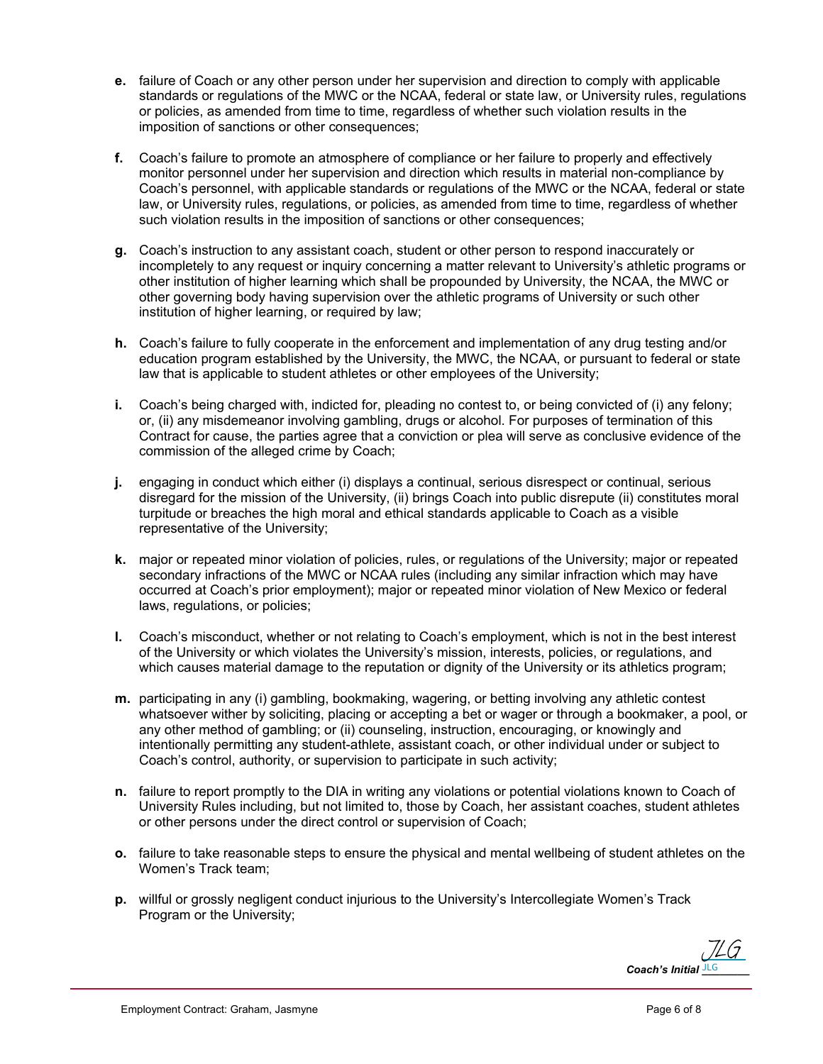- **e.** failure of Coach or any other person under her supervision and direction to comply with applicable standards or regulations of the MWC or the NCAA, federal or state law, or University rules, regulations or policies, as amended from time to time, regardless of whether such violation results in the imposition of sanctions or other consequences;

- **f.** Coach's failure to promote an atmosphere of compliance or her failure to properly and effectively monitor personnel under her supervision and direction which results in material non-compliance by Coach's personnel, with applicable standards or regulations of the MWC or the NCAA, federal or state law, or University rules, regulations, or policies, as amended from time to time, regardless of whether such violation results in the imposition of sanctions or other consequences;

- **g.** Coach's instruction to any assistant coach, student or other person to respond inaccurately or incompletely to any request or inquiry concerning a matter relevant to University's athletic programs or other institution of higher learning which shall be propounded by University, the NCAA, the MWC or other governing body having supervision over the athletic programs of University or such other institution of higher learning, or required by law;

- **h.** Coach's failure to fully cooperate in the enforcement and implementation of any drug testing and/or education program established by the University, the MWC, the NCAA, or pursuant to federal or state law that is applicable to student athletes or other employees of the University;

- **i.** Coach's being charged with, indicted for, pleading no contest to, or being convicted of (i) any felony; or, (ii) any misdemeanor involving gambling, drugs or alcohol. For purposes of termination of this Contract for cause, the parties agree that a conviction or plea will serve as conclusive evidence of the commission of the alleged crime by Coach;

- **j.** engaging in conduct which either (i) displays a continual, serious disrespect or continual, serious disregard for the mission of the University, (ii) brings Coach into public disrepute (ii) constitutes moral turpitude or breaches the high moral and ethical standards applicable to Coach as a visible representative of the University;

- **k.** major or repeated minor violation of policies, rules, or regulations of the University; major or repeated secondary infractions of the MWC or NCAA rules (including any similar infraction which may have occurred at Coach's prior employment); major or repeated minor violation of New Mexico or federal laws, regulations, or policies;

- **l.** Coach's misconduct, whether or not relating to Coach's employment, which is not in the best interest of the University or which violates the University's mission, interests, policies, or regulations, and which causes material damage to the reputation or dignity of the University or its athletics program;

- **m.** participating in any (i) gambling, bookmaking, wagering, or betting involving any athletic contest whatsoever wither by soliciting, placing or accepting a bet or wager or through a bookmaker, a pool, or any other method of gambling; or (ii) counseling, instruction, encouraging, or knowingly and intentionally permitting any student-athlete, assistant coach, or other individual under or subject to Coach's control, authority, or supervision to participate in such activity;

- **n.** failure to report promptly to the DIA in writing any violations or potential violations known to Coach of University Rules including, but not limited to, those by Coach, her assistant coaches, student athletes or other persons under the direct control or supervision of Coach;

- **o.** failure to take reasonable steps to ensure the physical and mental wellbeing of student athletes on the Women's Track team;

- **p.** willful or grossly negligent conduct injurious to the University's Intercollegiate Women's Track Program or the University;

***Coach's Initial*** JLG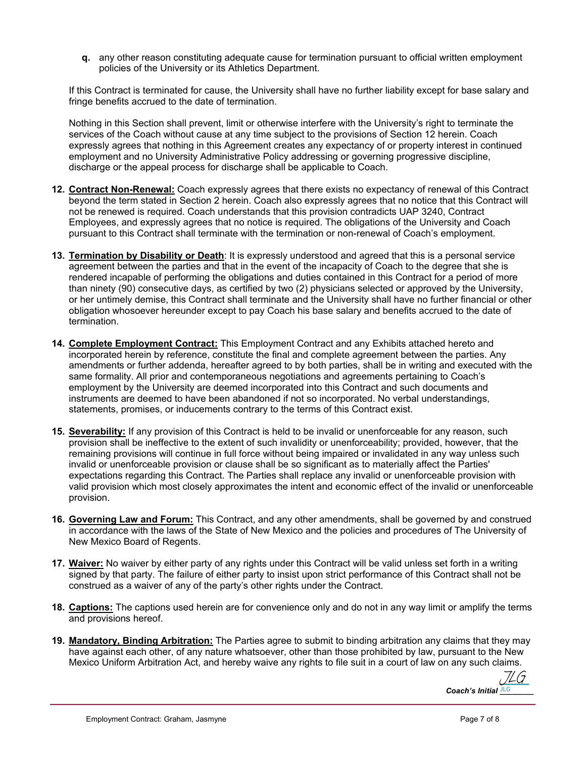**q.** any other reason constituting adequate cause for termination pursuant to official written employment policies of the University or its Athletics Department.

If this Contract is terminated for cause, the University shall have no further liability except for base salary and fringe benefits accrued to the date of termination.

Nothing in this Section shall prevent, limit or otherwise interfere with the University's right to terminate the services of the Coach without cause at any time subject to the provisions of Section 12 herein. Coach expressly agrees that nothing in this Agreement creates any expectancy of or property interest in continued employment and no University Administrative Policy addressing or governing progressive discipline, discharge or the appeal process for discharge shall be applicable to Coach.

**12. Contract Non-Renewal:** Coach expressly agrees that there exists no expectancy of renewal of this Contract beyond the term stated in Section 2 herein. Coach also expressly agrees that no notice that this Contract will not be renewed is required. Coach understands that this provision contradicts UAP 3240, Contract Employees, and expressly agrees that no notice is required. The obligations of the University and Coach pursuant to this Contract shall terminate with the termination or non-renewal of Coach's employment.

**13. Termination by Disability or Death**: It is expressly understood and agreed that this is a personal service agreement between the parties and that in the event of the incapacity of Coach to the degree that she is rendered incapable of performing the obligations and duties contained in this Contract for a period of more than ninety (90) consecutive days, as certified by two (2) physicians selected or approved by the University, or her untimely demise, this Contract shall terminate and the University shall have no further financial or other obligation whosoever hereunder except to pay Coach his base salary and benefits accrued to the date of termination.

**14. Complete Employment Contract:** This Employment Contract and any Exhibits attached hereto and incorporated herein by reference, constitute the final and complete agreement between the parties. Any amendments or further addenda, hereafter agreed to by both parties, shall be in writing and executed with the same formality. All prior and contemporaneous negotiations and agreements pertaining to Coach's employment by the University are deemed incorporated into this Contract and such documents and instruments are deemed to have been abandoned if not so incorporated. No verbal understandings, statements, promises, or inducements contrary to the terms of this Contract exist.

**15. Severability:** If any provision of this Contract is held to be invalid or unenforceable for any reason, such provision shall be ineffective to the extent of such invalidity or unenforceability; provided, however, that the remaining provisions will continue in full force without being impaired or invalidated in any way unless such invalid or unenforceable provision or clause shall be so significant as to materially affect the Parties' expectations regarding this Contract. The Parties shall replace any invalid or unenforceable provision with valid provision which most closely approximates the intent and economic effect of the invalid or unenforceable provision.

**16. Governing Law and Forum:** This Contract, and any other amendments, shall be governed by and construed in accordance with the laws of the State of New Mexico and the policies and procedures of The University of New Mexico Board of Regents.

**17. Waiver:** No waiver by either party of any rights under this Contract will be valid unless set forth in a writing signed by that party. The failure of either party to insist upon strict performance of this Contract shall not be construed as a waiver of any of the party's other rights under the Contract.

**18. Captions:** The captions used herein are for convenience only and do not in any way limit or amplify the terms and provisions hereof.

**19. Mandatory, Binding Arbitration:** The Parties agree to submit to binding arbitration any claims that they may have against each other, of any nature whatsoever, other than those prohibited by law, pursuant to the New Mexico Uniform Arbitration Act, and hereby waive any rights to file suit in a court of law on any such claims.

*Coach's Initial* JLG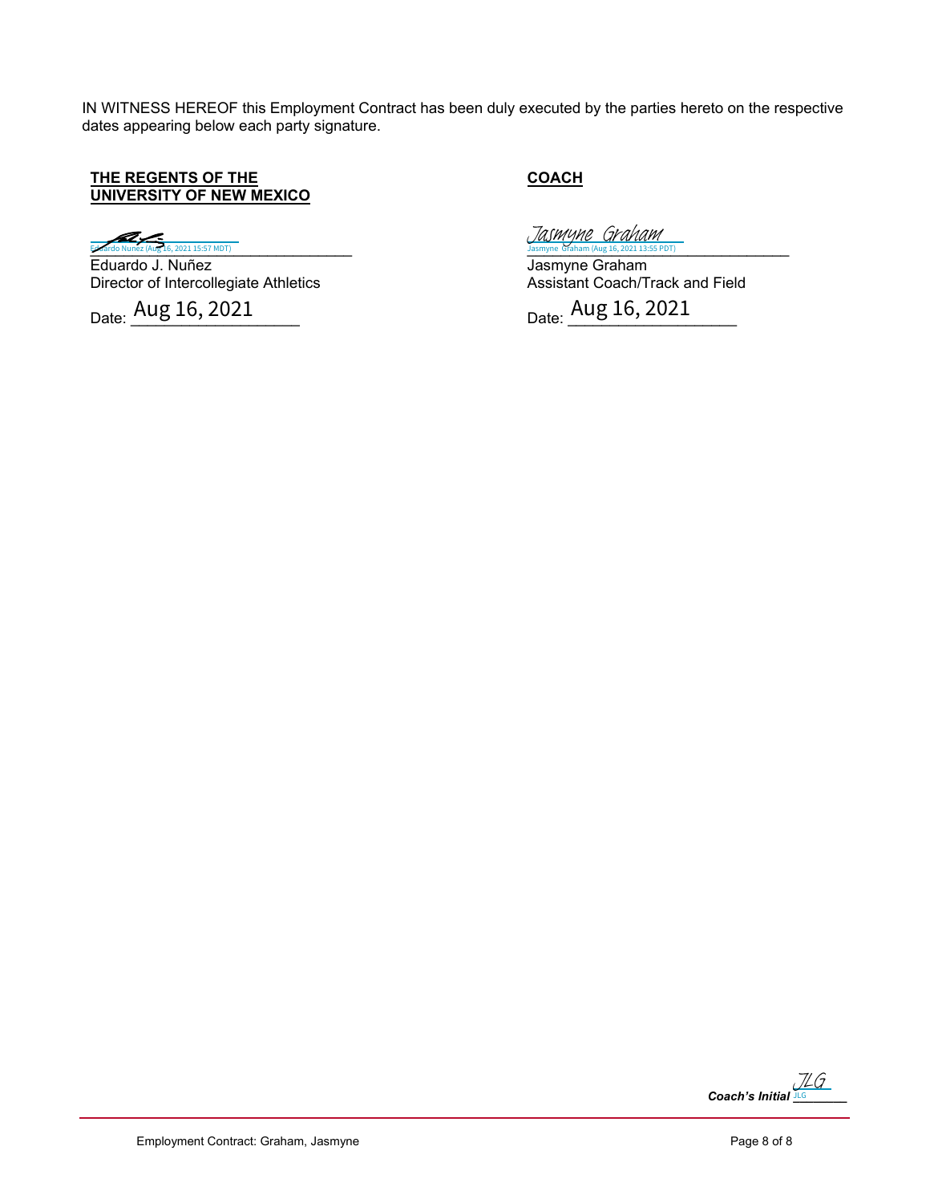IN WITNESS HEREOF this Employment Contract has been duly executed by the parties hereto on the respective dates appearing below each party signature.

| **THE REGENTS OF THE UNIVERSITY OF NEW MEXICO** | **COACH** |
| --- | --- |
| Eduardo Nuñez (Aug 16, 2021 15:57 MDT) | Jasmyne Graham (Aug 16, 2021 13:55 PDT) |
| Eduardo J. Nuñez | Jasmyne Graham |
| Director of Intercollegiate Athletics | Assistant Coach/Track and Field |
| Date: Aug 16, 2021 | Date: Aug 16, 2021 |

***Coach's Initial*** JLG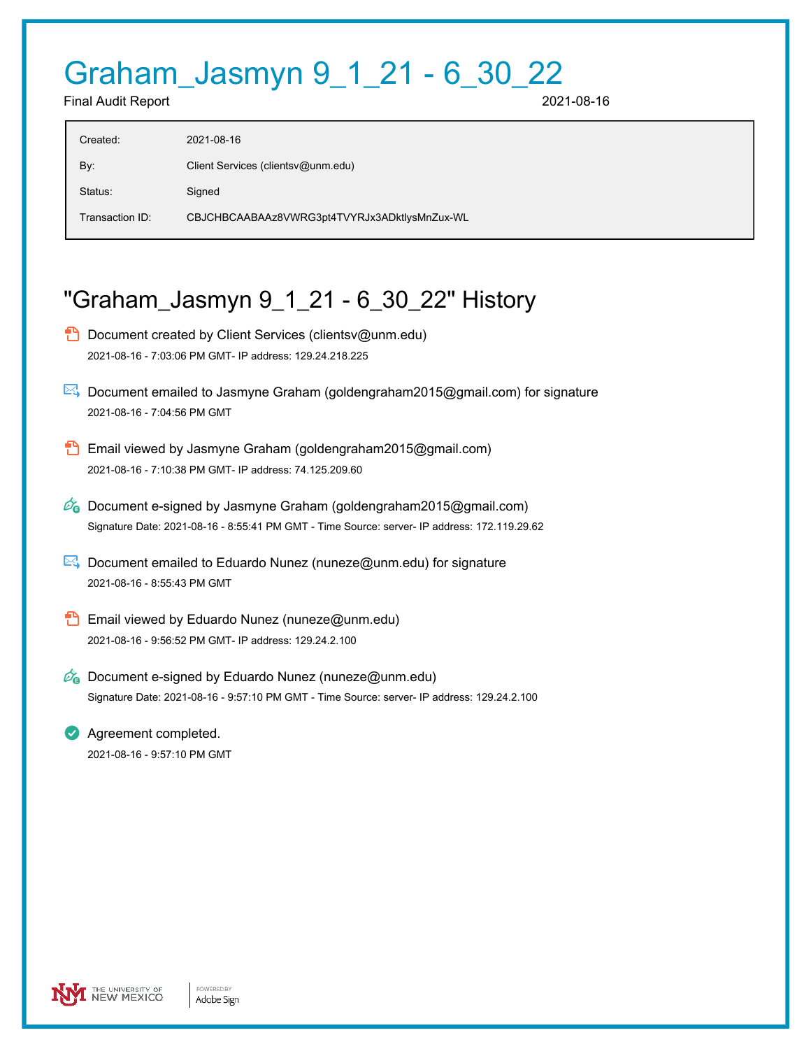# Graham_Jasmyn 9_1_21 - 6_30_22

Final Audit Report 2021-08-16

| | |
|---|---|
| Created: | 2021-08-16 |
| By: | Client Services (clientsv@unm.edu) |
| Status: | Signed |
| Transaction ID: | CBJCHBCAABAAz8VWRG3pt4TVYRJx3ADktlysMnZux-WL |

## "Graham_Jasmyn 9_1_21 - 6_30_22" History

- Document created by Client Services (clientsv@unm.edu)
  2021-08-16 - 7:03:06 PM GMT- IP address: 129.24.218.225

- Document emailed to Jasmyne Graham (goldengraham2015@gmail.com) for signature
  2021-08-16 - 7:04:56 PM GMT

- Email viewed by Jasmyne Graham (goldengraham2015@gmail.com)
  2021-08-16 - 7:10:38 PM GMT- IP address: 74.125.209.60

- Document e-signed by Jasmyne Graham (goldengraham2015@gmail.com)
  Signature Date: 2021-08-16 - 8:55:41 PM GMT - Time Source: server- IP address: 172.119.29.62

- Document emailed to Eduardo Nunez (nuneze@unm.edu) for signature
  2021-08-16 - 8:55:43 PM GMT

- Email viewed by Eduardo Nunez (nuneze@unm.edu)
  2021-08-16 - 9:56:52 PM GMT- IP address: 129.24.2.100

- Document e-signed by Eduardo Nunez (nuneze@unm.edu)
  Signature Date: 2021-08-16 - 9:57:10 PM GMT - Time Source: server- IP address: 129.24.2.100

- Agreement completed.
  2021-08-16 - 9:57:10 PM GMT

THE UNIVERSITY OF NEW MEXICO | POWERED BY Adobe Sign